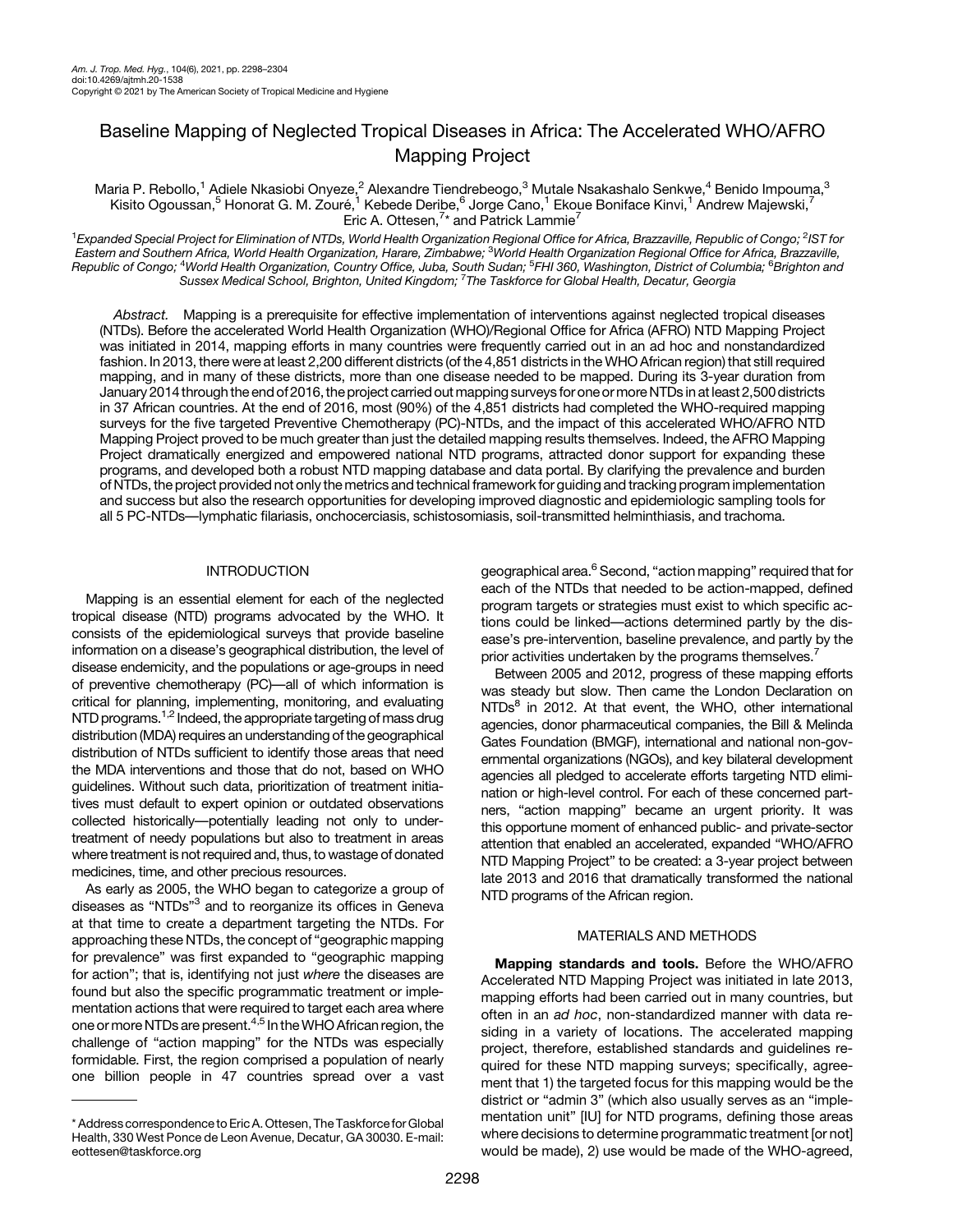# Baseline Mapping of Neglected Tropical Diseases in Africa: The Accelerated WHO/AFRO Mapping Project

Maria P. Rebollo,[1] Adiele Nkasiobi Onyeze,[2] Alexandre Tiendrebeogo,[3] Mutale Nsakashalo Senkwe,[4] Benido Impouma,[3] Kisito Ogoussan,[5] Honorat G. M. Zouré,[1] Kebede Deribe,[6] Jorge Cano,[1] Ekoue Boniface Kinvi,[1] Andrew Majewski,[7] Eric A. Ottesen,[7]* and Patrick Lammie[7]

[1]*Expanded Special Project for Elimination of NTDs, World Health Organization Regional Office for Africa, Brazzaville, Republic of Congo;* [2]*IST for Eastern and Southern Africa, World Health Organization, Harare, Zimbabwe;* [3]*World Health Organization Regional Office for Africa, Brazzaville, Republic of Congo;* [4]*World Health Organization, Country Office, Juba, South Sudan;* [5]*FHI 360, Washington, District of Columbia;* [6]*Brighton and Sussex Medical School, Brighton, United Kingdom;* [7]*The Taskforce for Global Health, Decatur, Georgia*

*Abstract.* Mapping is a prerequisite for effective implementation of interventions against neglected tropical diseases (NTDs). Before the accelerated World Health Organization (WHO)/Regional Office for Africa (AFRO) NTD Mapping Project was initiated in 2014, mapping efforts in many countries were frequently carried out in an ad hoc and nonstandardized fashion. In 2013, there were at least 2,200 different districts (of the 4,851 districts in the WHO African region) that still required mapping, and in many of these districts, more than one disease needed to be mapped. During its 3-year duration from January 2014 through the end of 2016, the project carried out mapping surveys for one or more NTDs in at least 2,500 districts in 37 African countries. At the end of 2016, most (90%) of the 4,851 districts had completed the WHO-required mapping surveys for the five targeted Preventive Chemotherapy (PC)-NTDs, and the impact of this accelerated WHO/AFRO NTD Mapping Project proved to be much greater than just the detailed mapping results themselves. Indeed, the AFRO Mapping Project dramatically energized and empowered national NTD programs, attracted donor support for expanding these programs, and developed both a robust NTD mapping database and data portal. By clarifying the prevalence and burden of NTDs, the project provided not only the metrics and technical framework for guiding and tracking program implementation and success but also the research opportunities for developing improved diagnostic and epidemiologic sampling tools for all 5 PC-NTDs—lymphatic filariasis, onchocerciasis, schistosomiasis, soil-transmitted helminthiasis, and trachoma.

## INTRODUCTION

Mapping is an essential element for each of the neglected tropical disease (NTD) programs advocated by the WHO. It consists of the epidemiological surveys that provide baseline information on a disease's geographical distribution, the level of disease endemicity, and the populations or age-groups in need of preventive chemotherapy (PC)—all of which information is critical for planning, implementing, monitoring, and evaluating NTD programs.[1,2] Indeed, the appropriate targeting of mass drug distribution (MDA) requires an understanding of the geographical distribution of NTDs sufficient to identify those areas that need the MDA interventions and those that do not, based on WHO guidelines. Without such data, prioritization of treatment initiatives must default to expert opinion or outdated observations collected historically—potentially leading not only to under-treatment of needy populations but also to treatment in areas where treatment is not required and, thus, to wastage of donated medicines, time, and other precious resources.

As early as 2005, the WHO began to categorize a group of diseases as "NTDs"[3] and to reorganize its offices in Geneva at that time to create a department targeting the NTDs. For approaching these NTDs, the concept of "geographic mapping for prevalence" was first expanded to "geographic mapping for action"; that is, identifying not just *where* the diseases are found but also the specific programmatic treatment or implementation actions that were required to target each area where one or more NTDs are present.[4,5] In the WHO African region, the challenge of "action mapping" for the NTDs was especially formidable. First, the region comprised a population of nearly one billion people in 47 countries spread over a vast geographical area.[6] Second, "action mapping" required that for each of the NTDs that needed to be action-mapped, defined program targets or strategies must exist to which specific actions could be linked—actions determined partly by the disease's pre-intervention, baseline prevalence, and partly by the prior activities undertaken by the programs themselves.[7]

Between 2005 and 2012, progress of these mapping efforts was steady but slow. Then came the London Declaration on NTDs[8] in 2012. At that event, the WHO, other international agencies, donor pharmaceutical companies, the Bill & Melinda Gates Foundation (BMGF), international and national non-governmental organizations (NGOs), and key bilateral development agencies all pledged to accelerate efforts targeting NTD elimination or high-level control. For each of these concerned partners, "action mapping" became an urgent priority. It was this opportune moment of enhanced public- and private-sector attention that enabled an accelerated, expanded "WHO/AFRO NTD Mapping Project" to be created: a 3-year project between late 2013 and 2016 that dramatically transformed the national NTD programs of the African region.

## MATERIALS AND METHODS

**Mapping standards and tools.** Before the WHO/AFRO Accelerated NTD Mapping Project was initiated in late 2013, mapping efforts had been carried out in many countries, but often in an *ad hoc*, non-standardized manner with data residing in a variety of locations. The accelerated mapping project, therefore, established standards and guidelines required for these NTD mapping surveys; specifically, agreement that 1) the targeted focus for this mapping would be the district or "admin 3" (which also usually serves as an "implementation unit" [IU] for NTD programs, defining those areas where decisions to determine programmatic treatment [or not] would be made), 2) use would be made of the WHO-agreed,

* Address correspondence to Eric A. Ottesen, The Taskforce for Global Health, 330 West Ponce de Leon Avenue, Decatur, GA 30030. E-mail: eottesen@taskforce.org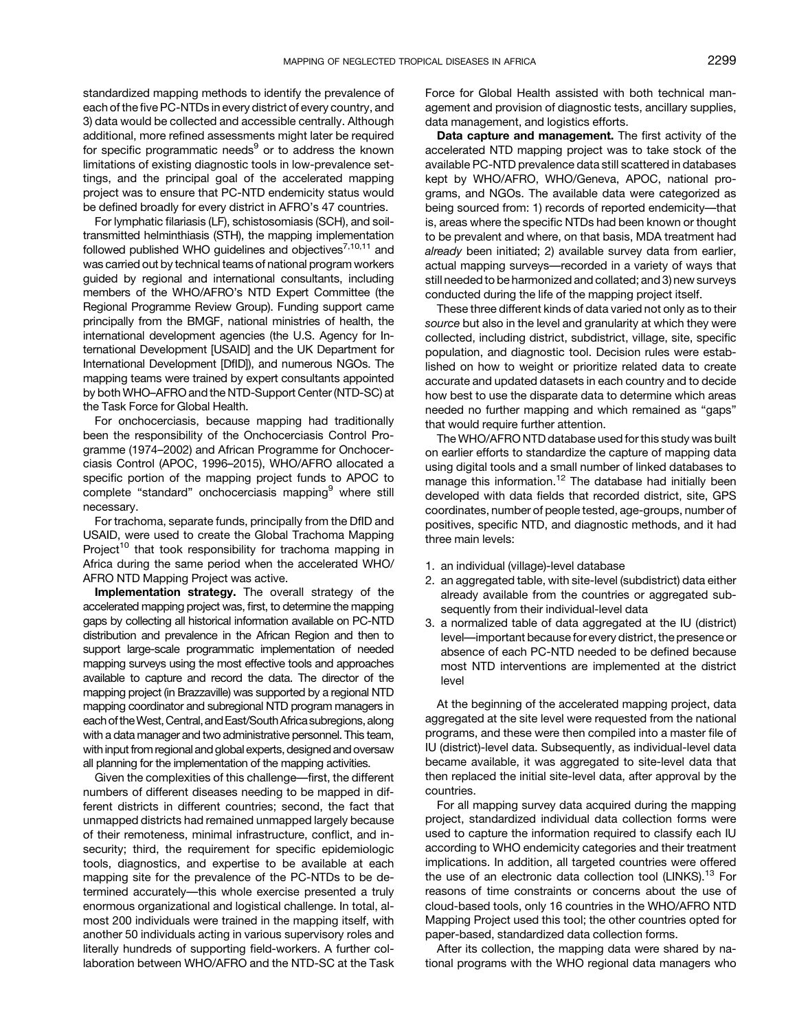standardized mapping methods to identify the prevalence of each of the five PC-NTDs in every district of every country, and 3) data would be collected and accessible centrally. Although additional, more refined assessments might later be required for specific programmatic needs[9] or to address the known limitations of existing diagnostic tools in low-prevalence settings, and the principal goal of the accelerated mapping project was to ensure that PC-NTD endemicity status would be defined broadly for every district in AFRO's 47 countries.

For lymphatic filariasis (LF), schistosomiasis (SCH), and soil-transmitted helminthiasis (STH), the mapping implementation followed published WHO guidelines and objectives[7,10,11] and was carried out by technical teams of national program workers guided by regional and international consultants, including members of the WHO/AFRO's NTD Expert Committee (the Regional Programme Review Group). Funding support came principally from the BMGF, national ministries of health, the international development agencies (the U.S. Agency for International Development [USAID] and the UK Department for International Development [DfID]), and numerous NGOs. The mapping teams were trained by expert consultants appointed by both WHO–AFRO and the NTD-Support Center (NTD-SC) at the Task Force for Global Health.

For onchocerciasis, because mapping had traditionally been the responsibility of the Onchocerciasis Control Programme (1974–2002) and African Programme for Onchocerciasis Control (APOC, 1996–2015), WHO/AFRO allocated a specific portion of the mapping project funds to APOC to complete "standard" onchocerciasis mapping[9] where still necessary.

For trachoma, separate funds, principally from the DfID and USAID, were used to create the Global Trachoma Mapping Project[10] that took responsibility for trachoma mapping in Africa during the same period when the accelerated WHO/AFRO NTD Mapping Project was active.

**Implementation strategy.** The overall strategy of the accelerated mapping project was, first, to determine the mapping gaps by collecting all historical information available on PC-NTD distribution and prevalence in the African Region and then to support large-scale programmatic implementation of needed mapping surveys using the most effective tools and approaches available to capture and record the data. The director of the mapping project (in Brazzaville) was supported by a regional NTD mapping coordinator and subregional NTD program managers in each of the West, Central, and East/South Africa subregions, along with a data manager and two administrative personnel. This team, with input from regional and global experts, designed and oversaw all planning for the implementation of the mapping activities.

Given the complexities of this challenge—first, the different numbers of different diseases needing to be mapped in different districts in different countries; second, the fact that unmapped districts had remained unmapped largely because of their remoteness, minimal infrastructure, conflict, and insecurity; third, the requirement for specific epidemiologic tools, diagnostics, and expertise to be available at each mapping site for the prevalence of the PC-NTDs to be determined accurately—this whole exercise presented a truly enormous organizational and logistical challenge. In total, almost 200 individuals were trained in the mapping itself, with another 50 individuals acting in various supervisory roles and literally hundreds of supporting field-workers. A further collaboration between WHO/AFRO and the NTD-SC at the Task Force for Global Health assisted with both technical management and provision of diagnostic tests, ancillary supplies, data management, and logistics efforts.

**Data capture and management.** The first activity of the accelerated NTD mapping project was to take stock of the available PC-NTD prevalence data still scattered in databases kept by WHO/AFRO, WHO/Geneva, APOC, national programs, and NGOs. The available data were categorized as being sourced from: 1) records of reported endemicity—that is, areas where the specific NTDs had been known or thought to be prevalent and where, on that basis, MDA treatment had *already* been initiated; 2) available survey data from earlier, actual mapping surveys—recorded in a variety of ways that still needed to be harmonized and collated; and 3) new surveys conducted during the life of the mapping project itself.

These three different kinds of data varied not only as to their *source* but also in the level and granularity at which they were collected, including district, subdistrict, village, site, specific population, and diagnostic tool. Decision rules were established on how to weight or prioritize related data to create accurate and updated datasets in each country and to decide how best to use the disparate data to determine which areas needed no further mapping and which remained as "gaps" that would require further attention.

The WHO/AFRO NTD database used for this study was built on earlier efforts to standardize the capture of mapping data using digital tools and a small number of linked databases to manage this information.[12] The database had initially been developed with data fields that recorded district, site, GPS coordinates, number of people tested, age-groups, number of positives, specific NTD, and diagnostic methods, and it had three main levels:

1. an individual (village)-level database
2. an aggregated table, with site-level (subdistrict) data either already available from the countries or aggregated subsequently from their individual-level data
3. a normalized table of data aggregated at the IU (district) level—important because for every district, the presence or absence of each PC-NTD needed to be defined because most NTD interventions are implemented at the district level

At the beginning of the accelerated mapping project, data aggregated at the site level were requested from the national programs, and these were then compiled into a master file of IU (district)-level data. Subsequently, as individual-level data became available, it was aggregated to site-level data that then replaced the initial site-level data, after approval by the countries.

For all mapping survey data acquired during the mapping project, standardized individual data collection forms were used to capture the information required to classify each IU according to WHO endemicity categories and their treatment implications. In addition, all targeted countries were offered the use of an electronic data collection tool (LINKS).[13] For reasons of time constraints or concerns about the use of cloud-based tools, only 16 countries in the WHO/AFRO NTD Mapping Project used this tool; the other countries opted for paper-based, standardized data collection forms.

After its collection, the mapping data were shared by national programs with the WHO regional data managers who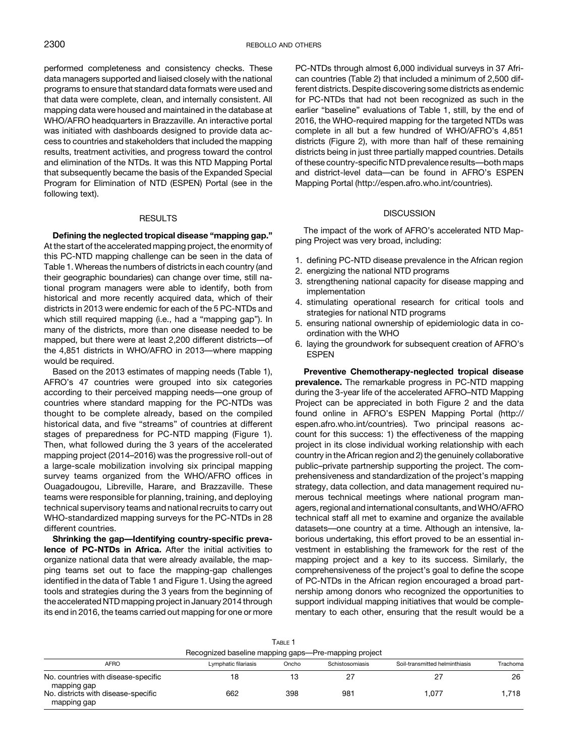performed completeness and consistency checks. These data managers supported and liaised closely with the national programs to ensure that standard data formats were used and that data were complete, clean, and internally consistent. All mapping data were housed and maintained in the database at WHO/AFRO headquarters in Brazzaville. An interactive portal was initiated with dashboards designed to provide data access to countries and stakeholders that included the mapping results, treatment activities, and progress toward the control and elimination of the NTDs. It was this NTD Mapping Portal that subsequently became the basis of the Expanded Special Program for Elimination of NTD (ESPEN) Portal (see in the following text).

## RESULTS

**Defining the neglected tropical disease "mapping gap."** At the start of the accelerated mapping project, the enormity of this PC-NTD mapping challenge can be seen in the data of Table 1. Whereas the numbers of districts in each country (and their geographic boundaries) can change over time, still national program managers were able to identify, both from historical and more recently acquired data, which of their districts in 2013 were endemic for each of the 5 PC-NTDs and which still required mapping (i.e., had a "mapping gap"). In many of the districts, more than one disease needed to be mapped, but there were at least 2,200 different districts—of the 4,851 districts in WHO/AFRO in 2013—where mapping would be required.

Based on the 2013 estimates of mapping needs (Table 1), AFRO's 47 countries were grouped into six categories according to their perceived mapping needs—one group of countries where standard mapping for the PC-NTDs was thought to be complete already, based on the compiled historical data, and five "streams" of countries at different stages of preparedness for PC-NTD mapping (Figure 1). Then, what followed during the 3 years of the accelerated mapping project (2014–2016) was the progressive roll-out of a large-scale mobilization involving six principal mapping survey teams organized from the WHO/AFRO offices in Ouagadougou, Libreville, Harare, and Brazzaville. These teams were responsible for planning, training, and deploying technical supervisory teams and national recruits to carry out WHO-standardized mapping surveys for the PC-NTDs in 28 different countries.

**Shrinking the gap—Identifying country-specific prevalence of PC-NTDs in Africa.** After the initial activities to organize national data that were already available, the mapping teams set out to face the mapping-gap challenges identified in the data of Table 1 and Figure 1. Using the agreed tools and strategies during the 3 years from the beginning of the accelerated NTD mapping project in January 2014 through its end in 2016, the teams carried out mapping for one or more PC-NTDs through almost 6,000 individual surveys in 37 African countries (Table 2) that included a minimum of 2,500 different districts. Despite discovering some districts as endemic for PC-NTDs that had not been recognized as such in the earlier "baseline" evaluations of Table 1, still, by the end of 2016, the WHO-required mapping for the targeted NTDs was complete in all but a few hundred of WHO/AFRO's 4,851 districts (Figure 2), with more than half of these remaining districts being in just three partially mapped countries. Details of these country-specific NTD prevalence results—both maps and district-level data—can be found in AFRO's ESPEN Mapping Portal (http://espen.afro.who.int/countries).

## DISCUSSION

The impact of the work of AFRO's accelerated NTD Mapping Project was very broad, including:

1. defining PC-NTD disease prevalence in the African region
2. energizing the national NTD programs
3. strengthening national capacity for disease mapping and implementation
4. stimulating operational research for critical tools and strategies for national NTD programs
5. ensuring national ownership of epidemiologic data in coordination with the WHO
6. laying the groundwork for subsequent creation of AFRO's ESPEN

**Preventive Chemotherapy-neglected tropical disease prevalence.** The remarkable progress in PC-NTD mapping during the 3-year life of the accelerated AFRO–NTD Mapping Project can be appreciated in both Figure 2 and the data found online in AFRO's ESPEN Mapping Portal (http://espen.afro.who.int/countries). Two principal reasons account for this success: 1) the effectiveness of the mapping project in its close individual working relationship with each country in the African region and 2) the genuinely collaborative public–private partnership supporting the project. The comprehensiveness and standardization of the project's mapping strategy, data collection, and data management required numerous technical meetings where national program managers, regional and international consultants, and WHO/AFRO technical staff all met to examine and organize the available datasets—one country at a time. Although an intensive, laborious undertaking, this effort proved to be an essential investment in establishing the framework for the rest of the mapping project and a key to its success. Similarly, the comprehensiveness of the project's goal to define the scope of PC-NTDs in the African region encouraged a broad partnership among donors who recognized the opportunities to support individual mapping initiatives that would be complementary to each other, ensuring that the result would be a

Table 1
Recognized baseline mapping gaps—Pre-mapping project

| AFRO | Lymphatic filariasis | Oncho | Schistosomiasis | Soil-transmitted helminthiasis | Trachoma |
|---|---|---|---|---|---|
| No. countries with disease-specific mapping gap | 18 | 13 | 27 | 27 | 26 |
| No. districts with disease-specific mapping gap | 662 | 398 | 981 | 1,077 | 1,718 |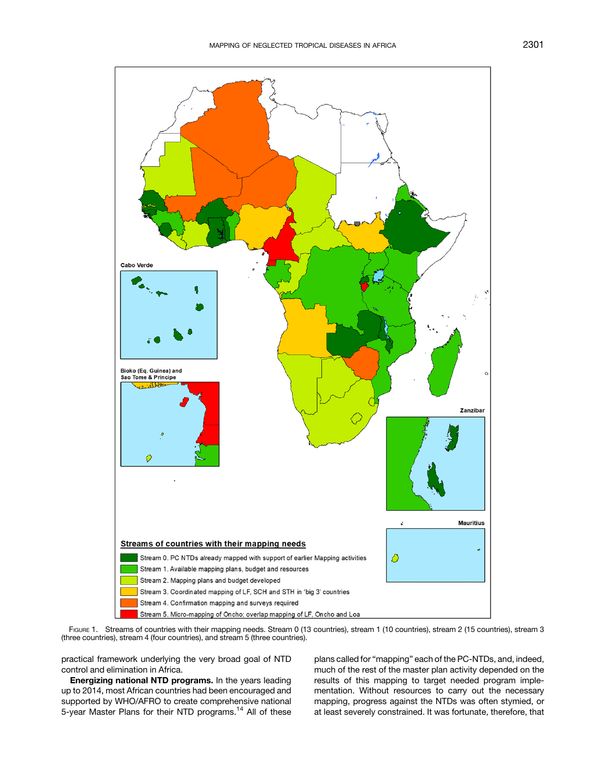FIGURE 1. Streams of countries with their mapping needs. Stream 0 (13 countries), stream 1 (10 countries), stream 2 (15 countries), stream 3 (three countries), stream 4 (four countries), and stream 5 (three countries).

practical framework underlying the very broad goal of NTD control and elimination in Africa.

**Energizing national NTD programs.** In the years leading up to 2014, most African countries had been encouraged and supported by WHO/AFRO to create comprehensive national 5-year Master Plans for their NTD programs.[14] All of these plans called for "mapping" each of the PC-NTDs, and, indeed, much of the rest of the master plan activity depended on the results of this mapping to target needed program implementation. Without resources to carry out the necessary mapping, progress against the NTDs was often stymied, or at least severely constrained. It was fortunate, therefore, that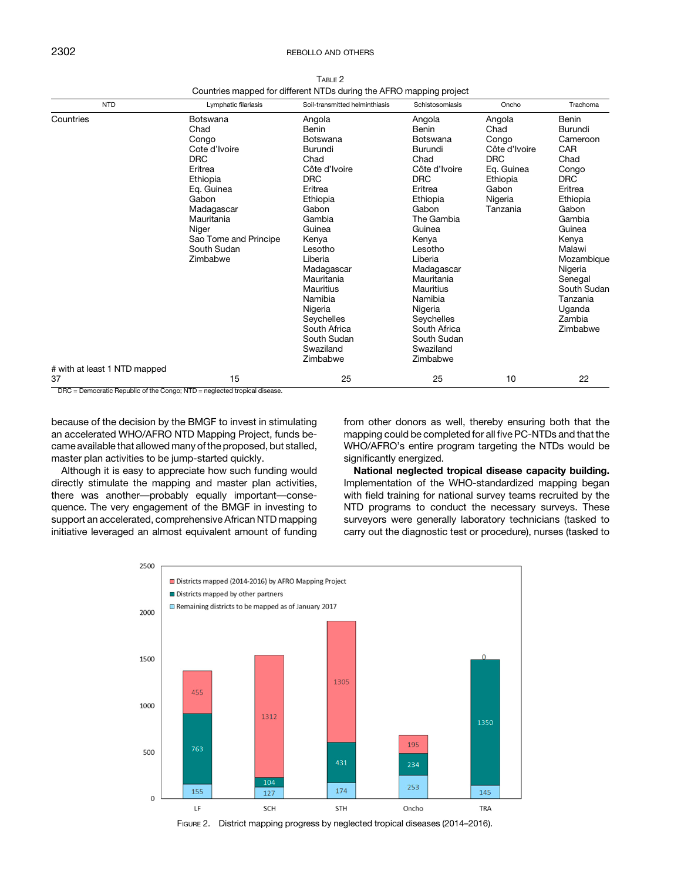Table 2

Countries mapped for different NTDs during the AFRO mapping project

| NTD | Lymphatic filariasis | Soil-transmitted helminthiasis | Schistosomiasis | Oncho | Trachoma |
|---|---|---|---|---|---|
| Countries | Botswana | Angola | Angola | Angola | Benin |
| | Chad | Benin | Benin | Chad | Burundi |
| | Congo | Botswana | Botswana | Congo | Cameroon |
| | Cote d'Ivoire | Burundi | Burundi | Côte d'Ivoire | CAR |
| | DRC | Chad | Chad | DRC | Chad |
| | Eritrea | Côte d'Ivoire | Côte d'Ivoire | Eq. Guinea | Congo |
| | Ethiopia | DRC | DRC | Ethiopia | DRC |
| | Eq. Guinea | Eritrea | Eritrea | Gabon | Eritrea |
| | Gabon | Ethiopia | Ethiopia | Nigeria | Ethiopia |
| | Madagascar | Gabon | Gabon | Tanzania | Gabon |
| | Mauritania | Gambia | The Gambia | | Gambia |
| | Niger | Guinea | Guinea | | Guinea |
| | Sao Tome and Principe | Kenya | Kenya | | Kenya |
| | South Sudan | Lesotho | Lesotho | | Malawi |
| | Zimbabwe | Liberia | Liberia | | Mozambique |
| | | Madagascar | Madagascar | | Nigeria |
| | | Mauritania | Mauritania | | Senegal |
| | | Mauritius | Mauritius | | South Sudan |
| | | Namibia | Namibia | | Tanzania |
| | | Nigeria | Nigeria | | Uganda |
| | | Seychelles | Seychelles | | Zambia |
| | | South Africa | South Africa | | Zimbabwe |
| | | South Sudan | South Sudan | | |
| | | Swaziland | Swaziland | | |
| | | Zimbabwe | Zimbabwe | | |
| # with at least 1 NTD mapped 37 | 15 | 25 | 25 | 10 | 22 |

DRC = Democratic Republic of the Congo; NTD = neglected tropical disease.

because of the decision by the BMGF to invest in stimulating an accelerated WHO/AFRO NTD Mapping Project, funds became available that allowed many of the proposed, but stalled, master plan activities to be jump-started quickly.

Although it is easy to appreciate how such funding would directly stimulate the mapping and master plan activities, there was another—probably equally important—consequence. The very engagement of the BMGF in investing to support an accelerated, comprehensive African NTD mapping initiative leveraged an almost equivalent amount of funding from other donors as well, thereby ensuring both that the mapping could be completed for all five PC-NTDs and that the WHO/AFRO's entire program targeting the NTDs would be significantly energized.

**National neglected tropical disease capacity building.** Implementation of the WHO-standardized mapping began with field training for national survey teams recruited by the NTD programs to conduct the necessary surveys. These surveyors were generally laboratory technicians (tasked to carry out the diagnostic test or procedure), nurses (tasked to

Figure 2. District mapping progress by neglected tropical diseases (2014–2016).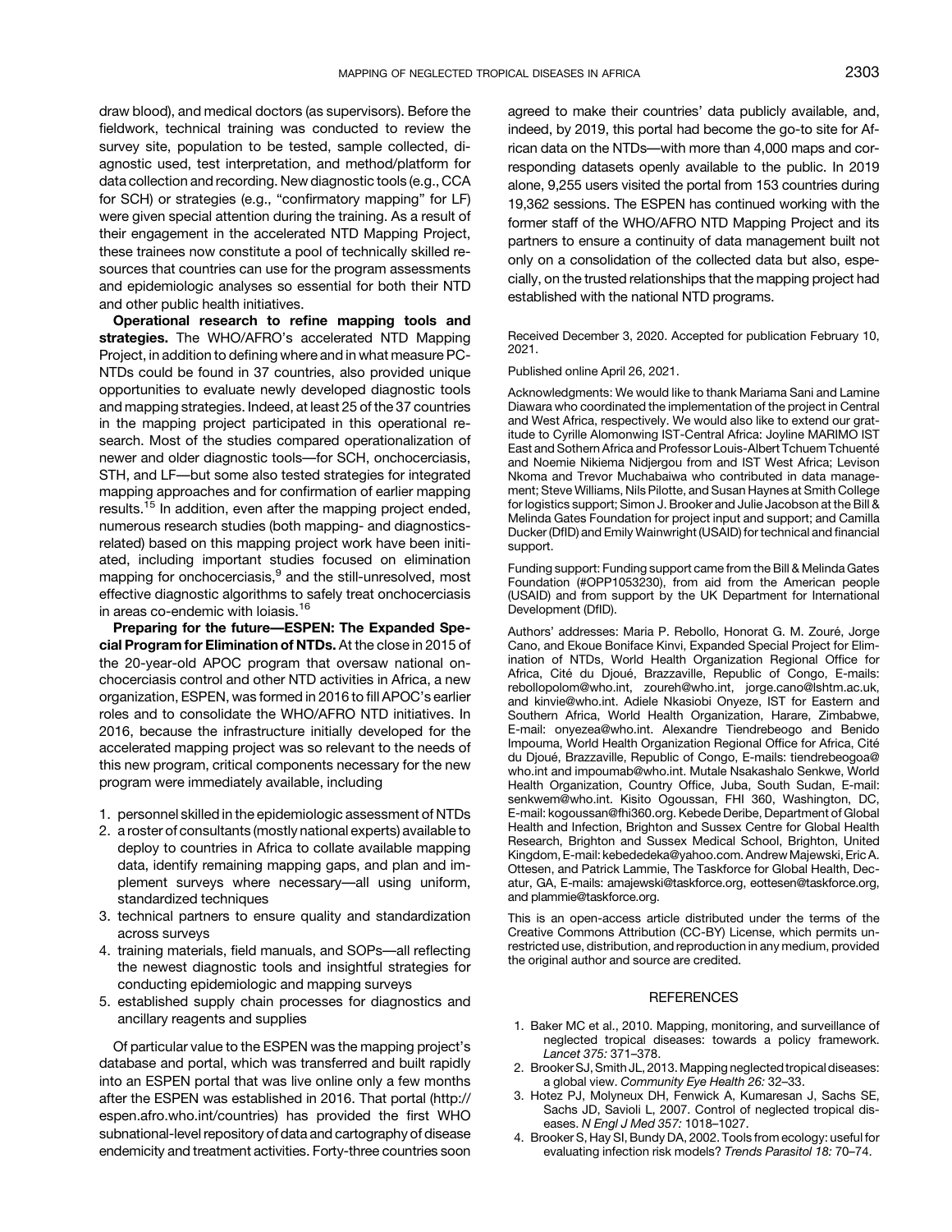draw blood), and medical doctors (as supervisors). Before the fieldwork, technical training was conducted to review the survey site, population to be tested, sample collected, diagnostic used, test interpretation, and method/platform for data collection and recording. New diagnostic tools (e.g., CCA for SCH) or strategies (e.g., "confirmatory mapping" for LF) were given special attention during the training. As a result of their engagement in the accelerated NTD Mapping Project, these trainees now constitute a pool of technically skilled resources that countries can use for the program assessments and epidemiologic analyses so essential for both their NTD and other public health initiatives.

**Operational research to refine mapping tools and strategies.** The WHO/AFRO's accelerated NTD Mapping Project, in addition to defining where and in what measure PC-NTDs could be found in 37 countries, also provided unique opportunities to evaluate newly developed diagnostic tools and mapping strategies. Indeed, at least 25 of the 37 countries in the mapping project participated in this operational research. Most of the studies compared operationalization of newer and older diagnostic tools—for SCH, onchocerciasis, STH, and LF—but some also tested strategies for integrated mapping approaches and for confirmation of earlier mapping results.[15] In addition, even after the mapping project ended, numerous research studies (both mapping- and diagnostics-related) based on this mapping project work have been initiated, including important studies focused on elimination mapping for onchocerciasis,[9] and the still-unresolved, most effective diagnostic algorithms to safely treat onchocerciasis in areas co-endemic with loiasis.[16]

**Preparing for the future—ESPEN: The Expanded Special Program for Elimination of NTDs.** At the close in 2015 of the 20-year-old APOC program that oversaw national onchocerciasis control and other NTD activities in Africa, a new organization, ESPEN, was formed in 2016 to fill APOC's earlier roles and to consolidate the WHO/AFRO NTD initiatives. In 2016, because the infrastructure initially developed for the accelerated mapping project was so relevant to the needs of this new program, critical components necessary for the new program were immediately available, including

1. personnel skilled in the epidemiologic assessment of NTDs
2. a roster of consultants (mostly national experts) available to deploy to countries in Africa to collate available mapping data, identify remaining mapping gaps, and plan and implement surveys where necessary—all using uniform, standardized techniques
3. technical partners to ensure quality and standardization across surveys
4. training materials, field manuals, and SOPs—all reflecting the newest diagnostic tools and insightful strategies for conducting epidemiologic and mapping surveys
5. established supply chain processes for diagnostics and ancillary reagents and supplies

Of particular value to the ESPEN was the mapping project's database and portal, which was transferred and built rapidly into an ESPEN portal that was live online only a few months after the ESPEN was established in 2016. That portal (http://espen.afro.who.int/countries) has provided the first WHO subnational-level repository of data and cartography of disease endemicity and treatment activities. Forty-three countries soon agreed to make their countries' data publicly available, and, indeed, by 2019, this portal had become the go-to site for African data on the NTDs—with more than 4,000 maps and corresponding datasets openly available to the public. In 2019 alone, 9,255 users visited the portal from 153 countries during 19,362 sessions. The ESPEN has continued working with the former staff of the WHO/AFRO NTD Mapping Project and its partners to ensure a continuity of data management built not only on a consolidation of the collected data but also, especially, on the trusted relationships that the mapping project had established with the national NTD programs.

Received December 3, 2020. Accepted for publication February 10, 2021.

Published online April 26, 2021.

Acknowledgments: We would like to thank Mariama Sani and Lamine Diawara who coordinated the implementation of the project in Central and West Africa, respectively. We would also like to extend our gratitude to Cyrille Alomonwing IST-Central Africa: Joyline MARIMO IST East and Sothern Africa and Professor Louis-Albert Tchuem Tchuenté and Noemie Nikiema Nidjergou from and IST West Africa; Levison Nkoma and Trevor Muchabaiwa who contributed in data management; Steve Williams, Nils Pilotte, and Susan Haynes at Smith College for logistics support; Simon J. Brooker and Julie Jacobson at the Bill & Melinda Gates Foundation for project input and support; and Camilla Ducker (DfID) and Emily Wainwright (USAID) for technical and financial support.

Funding support: Funding support came from the Bill & Melinda Gates Foundation (#OPP1053230), from aid from the American people (USAID) and from support by the UK Department for International Development (DfID).

Authors' addresses: Maria P. Rebollo, Honorat G. M. Zouré, Jorge Cano, and Ekoue Boniface Kinvi, Expanded Special Project for Elimination of NTDs, World Health Organization Regional Office for Africa, Cité du Djoué, Brazzaville, Republic of Congo, E-mails: rebollopolom@who.int, zoureh@who.int, jorge.cano@lshtm.ac.uk, and kinvie@who.int. Adiele Nkasiobi Onyeze, IST for Eastern and Southern Africa, World Health Organization, Harare, Zimbabwe, E-mail: onyezea@who.int. Alexandre Tiendrebeogo and Benido Impouma, World Health Organization Regional Office for Africa, Cité du Djoué, Brazzaville, Republic of Congo, E-mails: tiendrebeogoa@who.int and impoumab@who.int. Mutale Nsakashalo Senkwe, World Health Organization, Country Office, Juba, South Sudan, E-mail: senkwem@who.int. Kisito Ogoussan, FHI 360, Washington, DC, E-mail: kogoussan@fhi360.org. Kebede Deribe, Department of Global Health and Infection, Brighton and Sussex Centre for Global Health Research, Brighton and Sussex Medical School, Brighton, United Kingdom, E-mail: kebededeka@yahoo.com. Andrew Majewski, Eric A. Ottesen, and Patrick Lammie, The Taskforce for Global Health, Decatur, GA, E-mails: amajewski@taskforce.org, eottesen@taskforce.org, and plammie@taskforce.org.

This is an open-access article distributed under the terms of the Creative Commons Attribution (CC-BY) License, which permits unrestricted use, distribution, and reproduction in any medium, provided the original author and source are credited.

## REFERENCES

1. Baker MC et al., 2010. Mapping, monitoring, and surveillance of neglected tropical diseases: towards a policy framework. *Lancet 375:* 371–378.
2. Brooker SJ, Smith JL, 2013. Mapping neglected tropical diseases: a global view. *Community Eye Health 26:* 32–33.
3. Hotez PJ, Molyneux DH, Fenwick A, Kumaresan J, Sachs SE, Sachs JD, Savioli L, 2007. Control of neglected tropical diseases. *N Engl J Med 357:* 1018–1027.
4. Brooker S, Hay SI, Bundy DA, 2002. Tools from ecology: useful for evaluating infection risk models? *Trends Parasitol 18:* 70–74.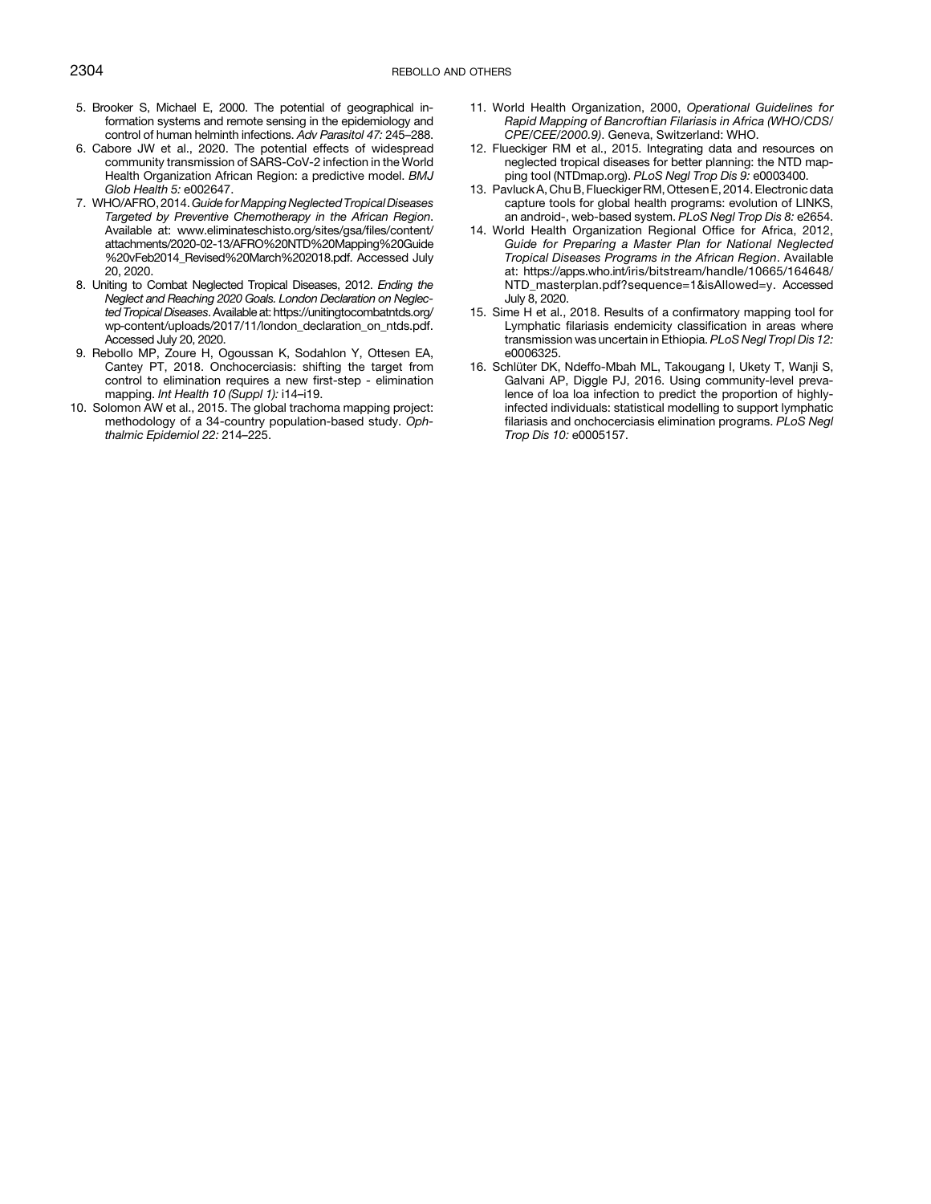5. Brooker S, Michael E, 2000. The potential of geographical information systems and remote sensing in the epidemiology and control of human helminth infections. *Adv Parasitol 47:* 245–288.
6. Cabore JW et al., 2020. The potential effects of widespread community transmission of SARS-CoV-2 infection in the World Health Organization African Region: a predictive model. *BMJ Glob Health 5:* e002647.
7. WHO/AFRO, 2014. *Guide for Mapping Neglected Tropical Diseases Targeted by Preventive Chemotherapy in the African Region*. Available at: www.eliminateschisto.org/sites/gsa/files/content/attachments/2020-02-13/AFRO%20NTD%20Mapping%20Guide%20vFeb2014_Revised%20March%202018.pdf. Accessed July 20, 2020.
8. Uniting to Combat Neglected Tropical Diseases, 2012. *Ending the Neglect and Reaching 2020 Goals. London Declaration on Neglected Tropical Diseases*. Available at: https://unitingtocombatntds.org/wp-content/uploads/2017/11/london_declaration_on_ntds.pdf. Accessed July 20, 2020.
9. Rebollo MP, Zoure H, Ogoussan K, Sodahlon Y, Ottesen EA, Cantey PT, 2018. Onchocerciasis: shifting the target from control to elimination requires a new first-step - elimination mapping. *Int Health 10 (Suppl 1):* i14–i19.
10. Solomon AW et al., 2015. The global trachoma mapping project: methodology of a 34-country population-based study. *Ophthalmic Epidemiol 22:* 214–225.
11. World Health Organization, 2000, *Operational Guidelines for Rapid Mapping of Bancroftian Filariasis in Africa (WHO/CDS/CPE/CEE/2000.9)*. Geneva, Switzerland: WHO.
12. Flueckiger RM et al., 2015. Integrating data and resources on neglected tropical diseases for better planning: the NTD mapping tool (NTDmap.org). *PLoS Negl Trop Dis 9:* e0003400.
13. Pavluck A, Chu B, Flueckiger RM, Ottesen E, 2014. Electronic data capture tools for global health programs: evolution of LINKS, an android-, web-based system. *PLoS Negl Trop Dis 8:* e2654.
14. World Health Organization Regional Office for Africa, 2012, *Guide for Preparing a Master Plan for National Neglected Tropical Diseases Programs in the African Region*. Available at: https://apps.who.int/iris/bitstream/handle/10665/164648/NTD_masterplan.pdf?sequence=1&isAllowed=y. Accessed July 8, 2020.
15. Sime H et al., 2018. Results of a confirmatory mapping tool for Lymphatic filariasis endemicity classification in areas where transmission was uncertain in Ethiopia. *PLoS Negl Tropl Dis 12:* e0006325.
16. Schlüter DK, Ndeffo-Mbah ML, Takougang I, Ukety T, Wanji S, Galvani AP, Diggle PJ, 2016. Using community-level prevalence of loa loa infection to predict the proportion of highly-infected individuals: statistical modelling to support lymphatic filariasis and onchocerciasis elimination programs. *PLoS Negl Trop Dis 10:* e0005157.